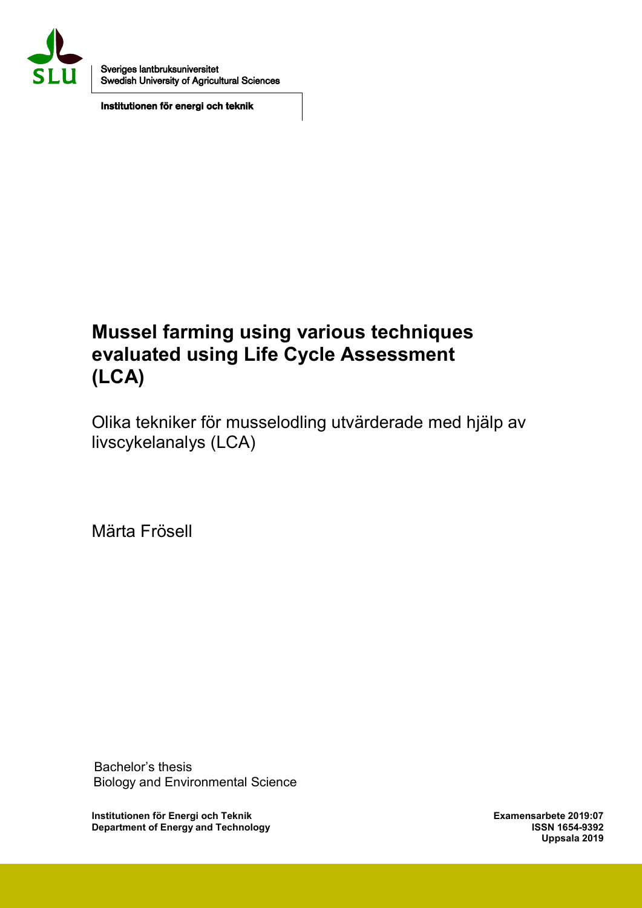Sveriges lantbruksuniversitet
Swedish University of Agricultural Sciences

**Institutionen för energi och teknik**

# Mussel farming using various techniques evaluated using Life Cycle Assessment (LCA)

Olika tekniker för musselodling utvärderade med hjälp av livscykelanalys (LCA)

Märta Frösell

Bachelor's thesis
Biology and Environmental Science

**Institutionen för Energi och Teknik**
**Department of Energy and Technology**

**Examensarbete 2019:07**
**ISSN 1654-9392**
**Uppsala 2019**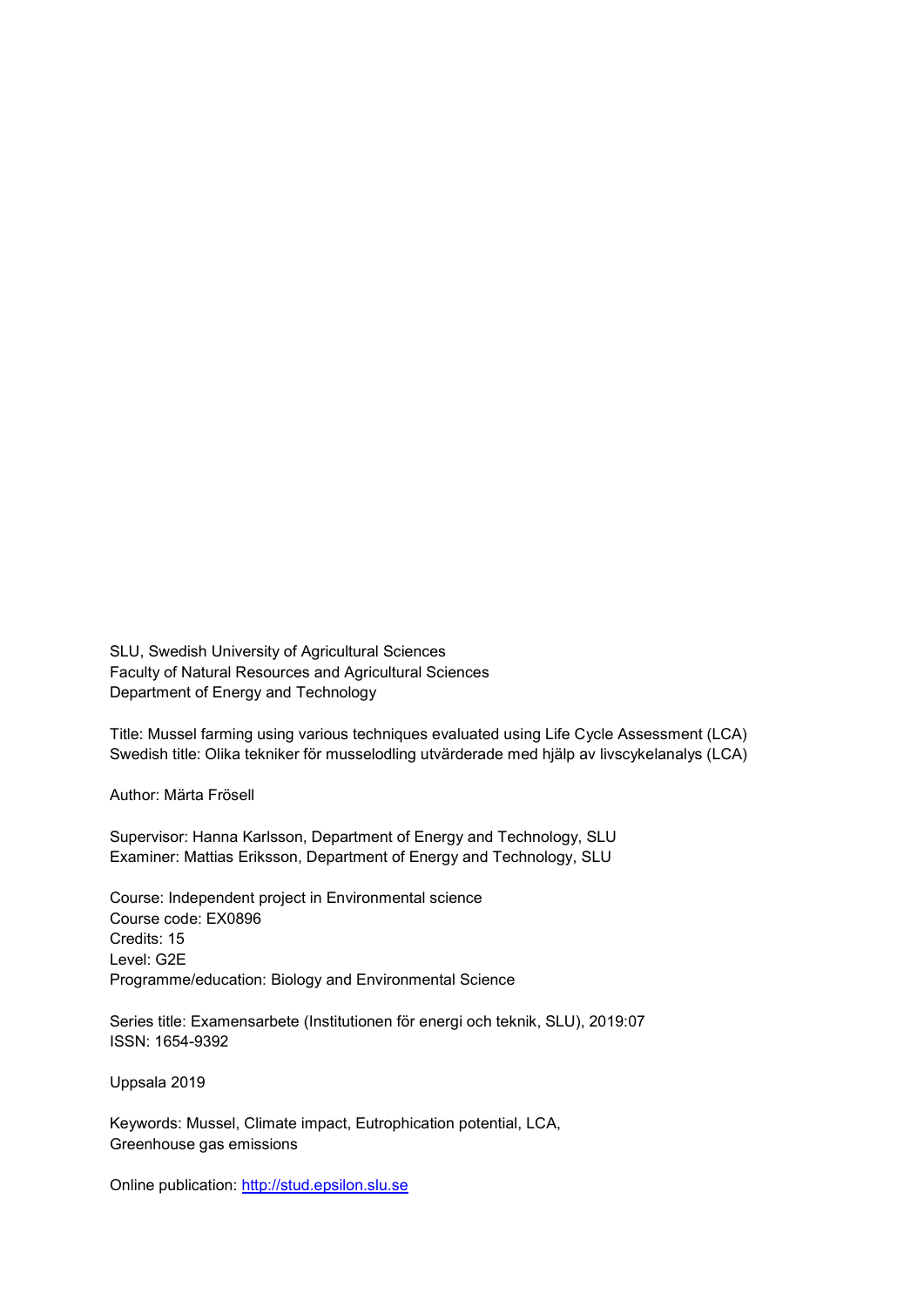SLU, Swedish University of Agricultural Sciences
Faculty of Natural Resources and Agricultural Sciences
Department of Energy and Technology

Title: Mussel farming using various techniques evaluated using Life Cycle Assessment (LCA)
Swedish title: Olika tekniker för musselodling utvärderade med hjälp av livscykelanalys (LCA)

Author: Märta Frösell

Supervisor: Hanna Karlsson, Department of Energy and Technology, SLU
Examiner: Mattias Eriksson, Department of Energy and Technology, SLU

Course: Independent project in Environmental science
Course code: EX0896
Credits: 15
Level: G2E
Programme/education: Biology and Environmental Science

Series title: Examensarbete (Institutionen för energi och teknik, SLU), 2019:07
ISSN: 1654-9392

Uppsala 2019

Keywords: Mussel, Climate impact, Eutrophication potential, LCA, Greenhouse gas emissions

Online publication: http://stud.epsilon.slu.se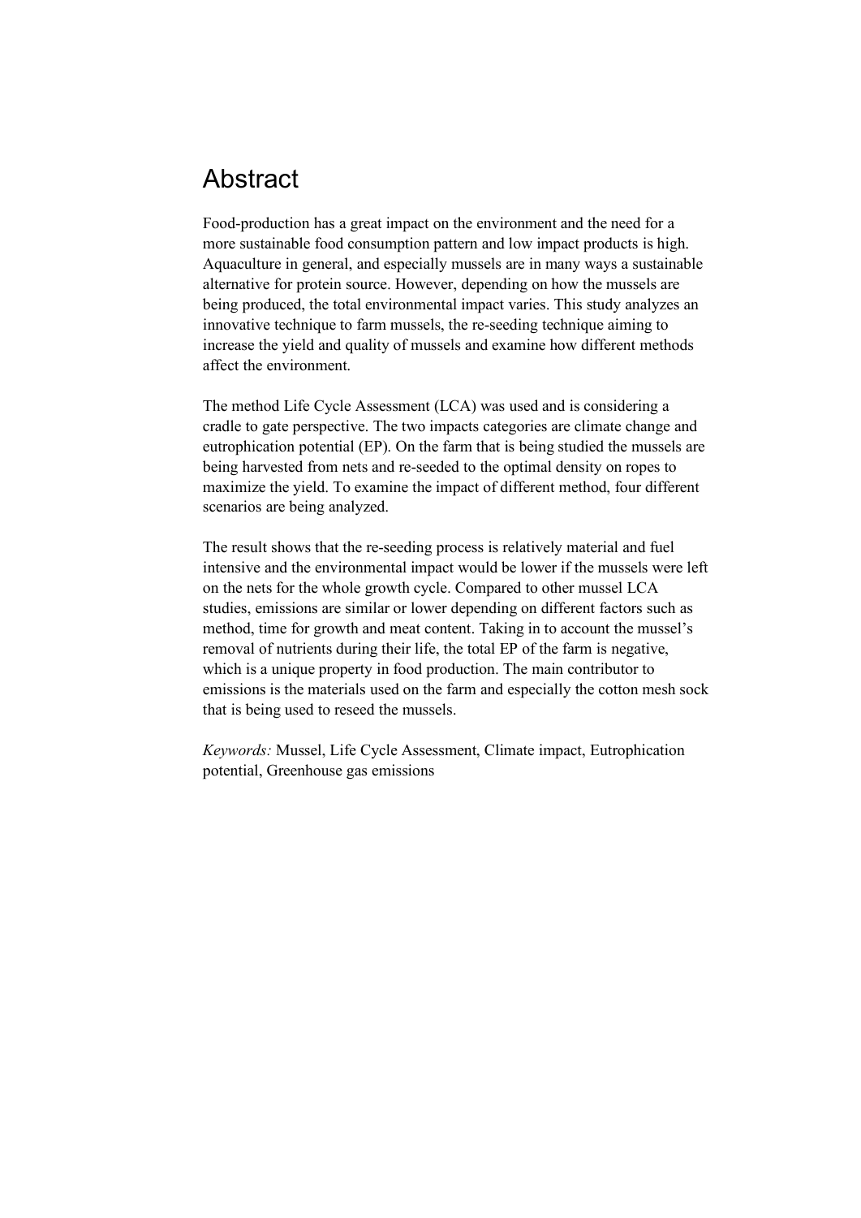# Abstract

Food-production has a great impact on the environment and the need for a more sustainable food consumption pattern and low impact products is high. Aquaculture in general, and especially mussels are in many ways a sustainable alternative for protein source. However, depending on how the mussels are being produced, the total environmental impact varies. This study analyzes an innovative technique to farm mussels, the re-seeding technique aiming to increase the yield and quality of mussels and examine how different methods affect the environment.

The method Life Cycle Assessment (LCA) was used and is considering a cradle to gate perspective. The two impacts categories are climate change and eutrophication potential (EP). On the farm that is being studied the mussels are being harvested from nets and re-seeded to the optimal density on ropes to maximize the yield. To examine the impact of different method, four different scenarios are being analyzed.

The result shows that the re-seeding process is relatively material and fuel intensive and the environmental impact would be lower if the mussels were left on the nets for the whole growth cycle. Compared to other mussel LCA studies, emissions are similar or lower depending on different factors such as method, time for growth and meat content. Taking in to account the mussel's removal of nutrients during their life, the total EP of the farm is negative, which is a unique property in food production. The main contributor to emissions is the materials used on the farm and especially the cotton mesh sock that is being used to reseed the mussels.

*Keywords:* Mussel, Life Cycle Assessment, Climate impact, Eutrophication potential, Greenhouse gas emissions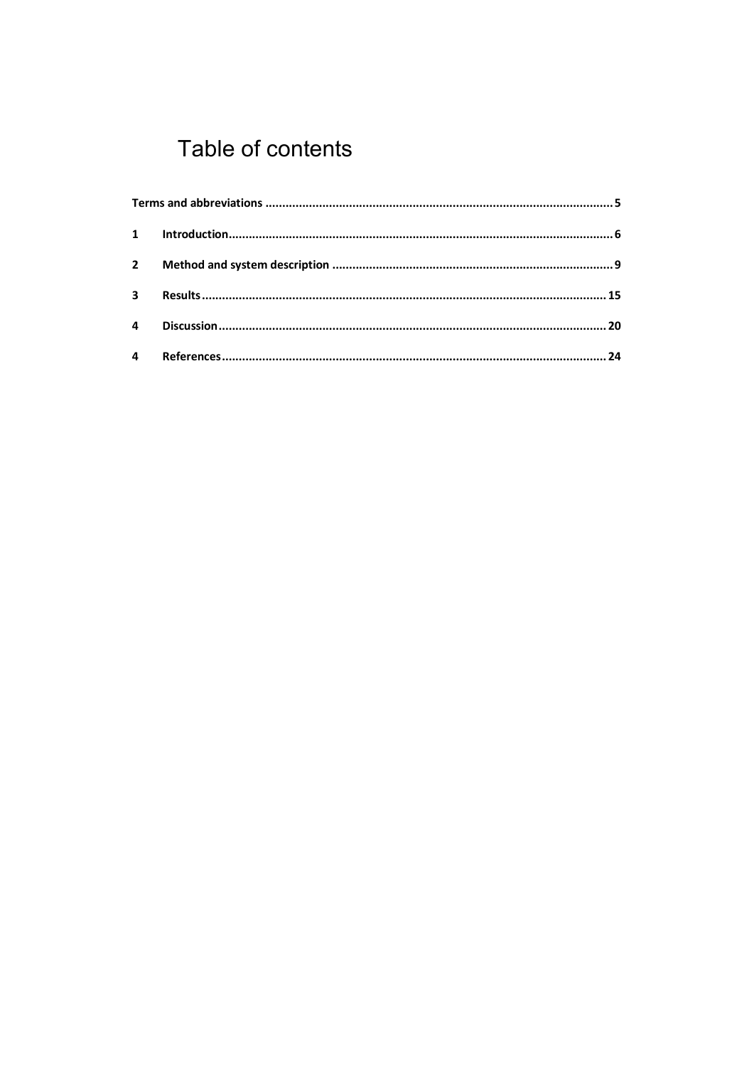# Table of contents

**Terms and abbreviations** ........................................................................................................ **5**

**1 Introduction** ................................................................................................................... **6**

**2 Method and system description** .................................................................................... **9**

**3 Results** ......................................................................................................................... **15**

**4 Discussion** ................................................................................................................... **20**

**4 References** ................................................................................................................... **24**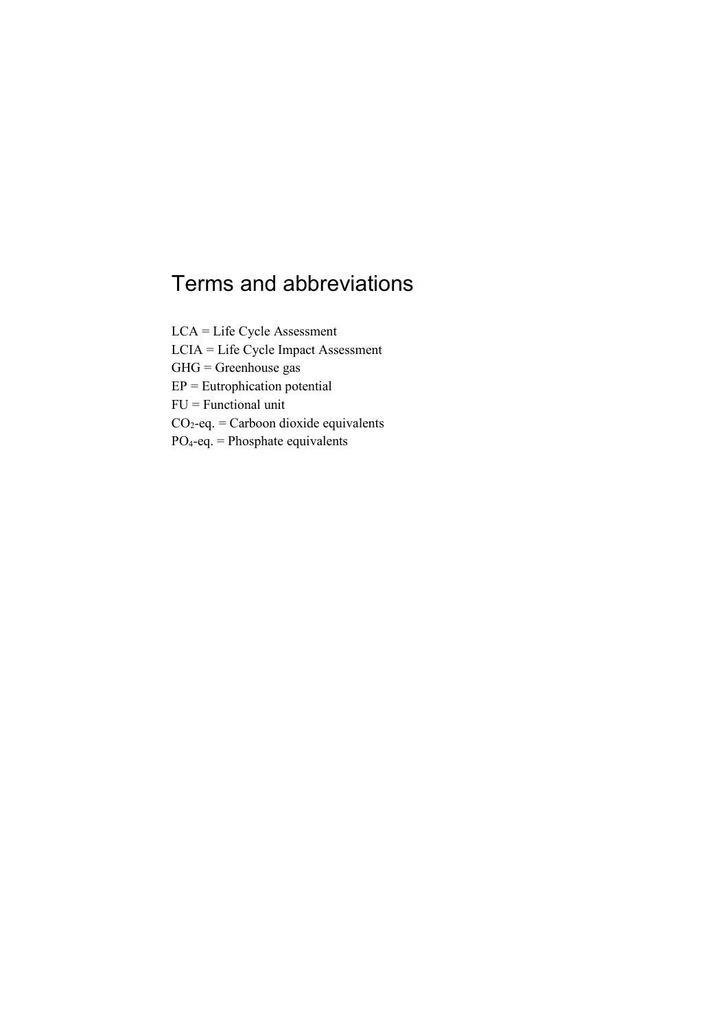# Terms and abbreviations

LCA = Life Cycle Assessment
LCIA = Life Cycle Impact Assessment
GHG = Greenhouse gas
EP = Eutrophication potential
FU = Functional unit
$CO_2$-eq. = Carboon dioxide equivalents
$PO_4$-eq. = Phosphate equivalents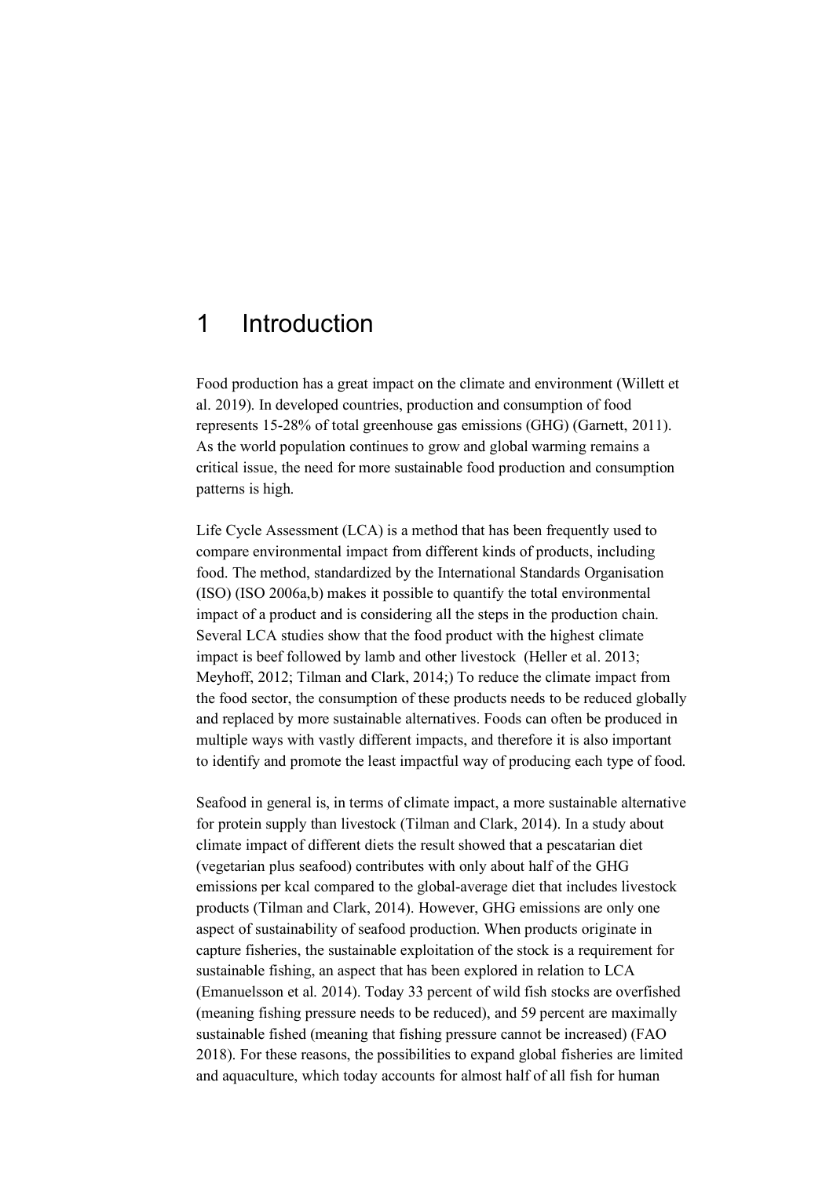# 1 Introduction

Food production has a great impact on the climate and environment (Willett et al. 2019). In developed countries, production and consumption of food represents 15-28% of total greenhouse gas emissions (GHG) (Garnett, 2011). As the world population continues to grow and global warming remains a critical issue, the need for more sustainable food production and consumption patterns is high.

Life Cycle Assessment (LCA) is a method that has been frequently used to compare environmental impact from different kinds of products, including food. The method, standardized by the International Standards Organisation (ISO) (ISO 2006a,b) makes it possible to quantify the total environmental impact of a product and is considering all the steps in the production chain. Several LCA studies show that the food product with the highest climate impact is beef followed by lamb and other livestock (Heller et al. 2013; Meyhoff, 2012; Tilman and Clark, 2014;) To reduce the climate impact from the food sector, the consumption of these products needs to be reduced globally and replaced by more sustainable alternatives. Foods can often be produced in multiple ways with vastly different impacts, and therefore it is also important to identify and promote the least impactful way of producing each type of food.

Seafood in general is, in terms of climate impact, a more sustainable alternative for protein supply than livestock (Tilman and Clark, 2014). In a study about climate impact of different diets the result showed that a pescatarian diet (vegetarian plus seafood) contributes with only about half of the GHG emissions per kcal compared to the global-average diet that includes livestock products (Tilman and Clark, 2014). However, GHG emissions are only one aspect of sustainability of seafood production. When products originate in capture fisheries, the sustainable exploitation of the stock is a requirement for sustainable fishing, an aspect that has been explored in relation to LCA (Emanuelsson et al. 2014). Today 33 percent of wild fish stocks are overfished (meaning fishing pressure needs to be reduced), and 59 percent are maximally sustainable fished (meaning that fishing pressure cannot be increased) (FAO 2018). For these reasons, the possibilities to expand global fisheries are limited and aquaculture, which today accounts for almost half of all fish for human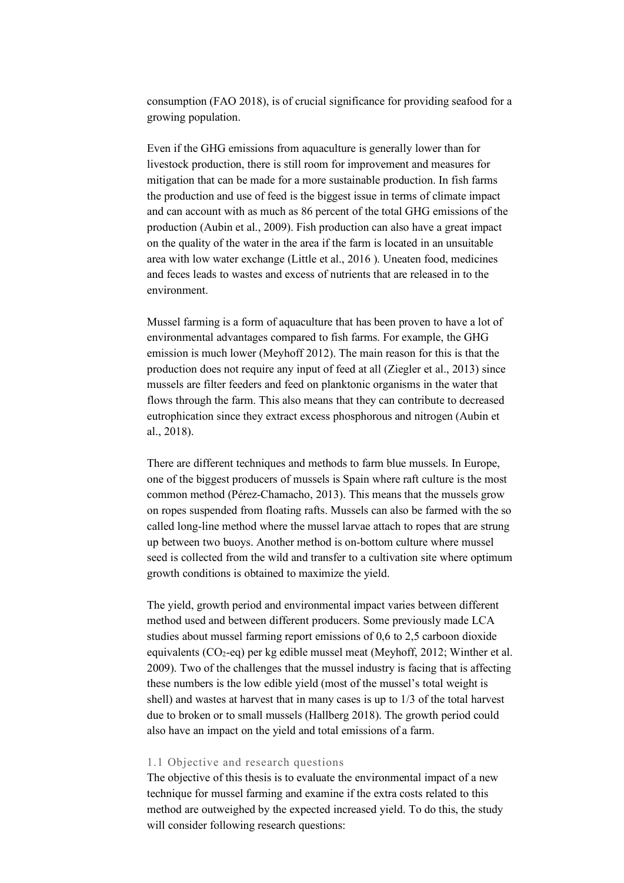consumption (FAO 2018), is of crucial significance for providing seafood for a growing population.

Even if the GHG emissions from aquaculture is generally lower than for livestock production, there is still room for improvement and measures for mitigation that can be made for a more sustainable production. In fish farms the production and use of feed is the biggest issue in terms of climate impact and can account with as much as 86 percent of the total GHG emissions of the production (Aubin et al., 2009). Fish production can also have a great impact on the quality of the water in the area if the farm is located in an unsuitable area with low water exchange (Little et al., 2016 ). Uneaten food, medicines and feces leads to wastes and excess of nutrients that are released in to the environment.

Mussel farming is a form of aquaculture that has been proven to have a lot of environmental advantages compared to fish farms. For example, the GHG emission is much lower (Meyhoff 2012). The main reason for this is that the production does not require any input of feed at all (Ziegler et al., 2013) since mussels are filter feeders and feed on planktonic organisms in the water that flows through the farm. This also means that they can contribute to decreased eutrophication since they extract excess phosphorous and nitrogen (Aubin et al., 2018).

There are different techniques and methods to farm blue mussels. In Europe, one of the biggest producers of mussels is Spain where raft culture is the most common method (Pérez-Chamacho, 2013). This means that the mussels grow on ropes suspended from floating rafts. Mussels can also be farmed with the so called long-line method where the mussel larvae attach to ropes that are strung up between two buoys. Another method is on-bottom culture where mussel seed is collected from the wild and transfer to a cultivation site where optimum growth conditions is obtained to maximize the yield.

The yield, growth period and environmental impact varies between different method used and between different producers. Some previously made LCA studies about mussel farming report emissions of 0,6 to 2,5 carboon dioxide equivalents ($CO_2$-eq) per kg edible mussel meat (Meyhoff, 2012; Winther et al. 2009). Two of the challenges that the mussel industry is facing that is affecting these numbers is the low edible yield (most of the mussel's total weight is shell) and wastes at harvest that in many cases is up to 1/3 of the total harvest due to broken or to small mussels (Hallberg 2018). The growth period could also have an impact on the yield and total emissions of a farm.

### 1.1 Objective and research questions

The objective of this thesis is to evaluate the environmental impact of a new technique for mussel farming and examine if the extra costs related to this method are outweighed by the expected increased yield. To do this, the study will consider following research questions: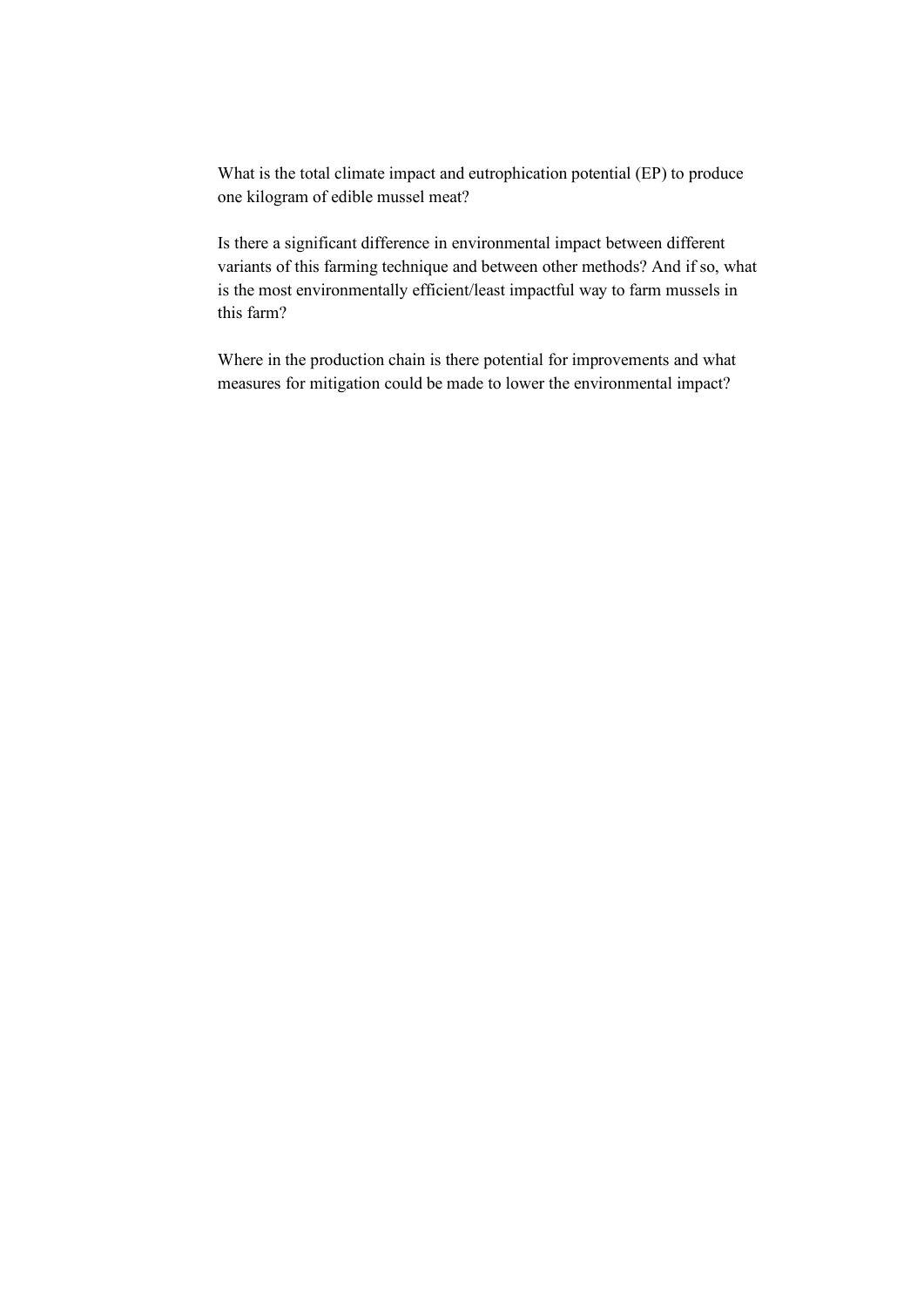What is the total climate impact and eutrophication potential (EP) to produce one kilogram of edible mussel meat?

Is there a significant difference in environmental impact between different variants of this farming technique and between other methods? And if so, what is the most environmentally efficient/least impactful way to farm mussels in this farm?

Where in the production chain is there potential for improvements and what measures for mitigation could be made to lower the environmental impact?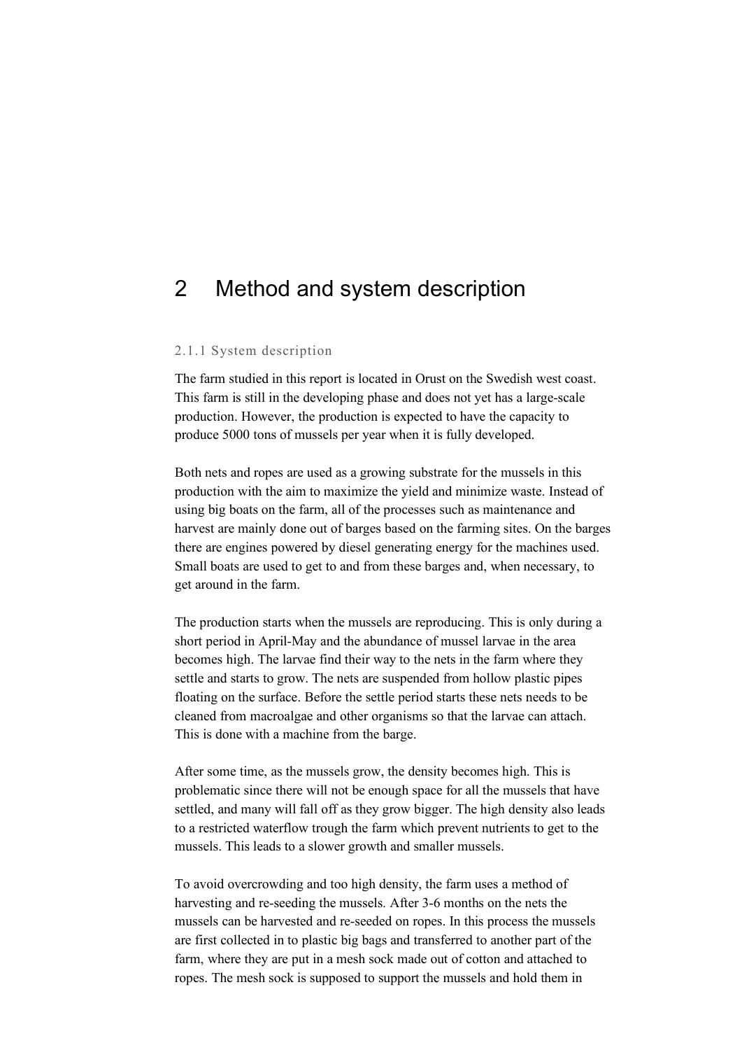# 2 Method and system description

### 2.1.1 System description

The farm studied in this report is located in Orust on the Swedish west coast. This farm is still in the developing phase and does not yet has a large-scale production. However, the production is expected to have the capacity to produce 5000 tons of mussels per year when it is fully developed.

Both nets and ropes are used as a growing substrate for the mussels in this production with the aim to maximize the yield and minimize waste. Instead of using big boats on the farm, all of the processes such as maintenance and harvest are mainly done out of barges based on the farming sites. On the barges there are engines powered by diesel generating energy for the machines used. Small boats are used to get to and from these barges and, when necessary, to get around in the farm.

The production starts when the mussels are reproducing. This is only during a short period in April-May and the abundance of mussel larvae in the area becomes high. The larvae find their way to the nets in the farm where they settle and starts to grow. The nets are suspended from hollow plastic pipes floating on the surface. Before the settle period starts these nets needs to be cleaned from macroalgae and other organisms so that the larvae can attach. This is done with a machine from the barge.

After some time, as the mussels grow, the density becomes high. This is problematic since there will not be enough space for all the mussels that have settled, and many will fall off as they grow bigger. The high density also leads to a restricted waterflow trough the farm which prevent nutrients to get to the mussels. This leads to a slower growth and smaller mussels.

To avoid overcrowding and too high density, the farm uses a method of harvesting and re-seeding the mussels. After 3-6 months on the nets the mussels can be harvested and re-seeded on ropes. In this process the mussels are first collected in to plastic big bags and transferred to another part of the farm, where they are put in a mesh sock made out of cotton and attached to ropes. The mesh sock is supposed to support the mussels and hold them in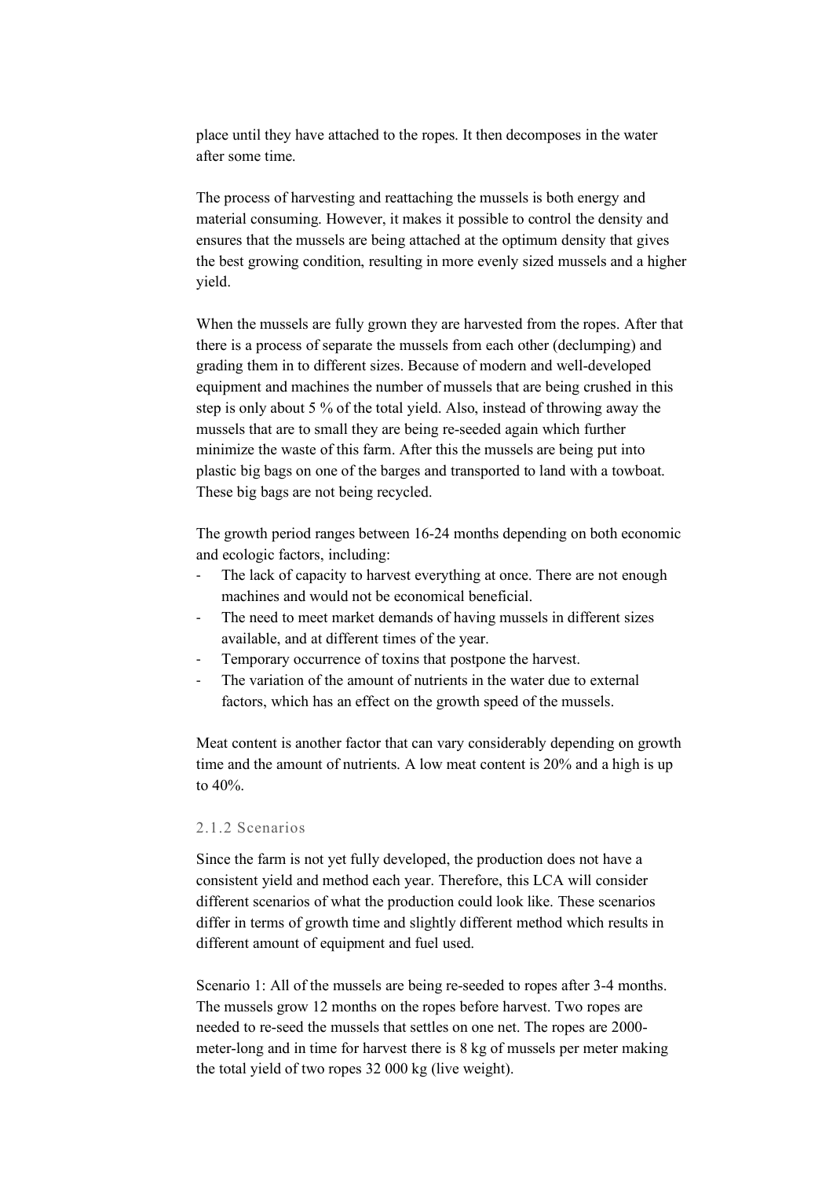place until they have attached to the ropes. It then decomposes in the water after some time.

The process of harvesting and reattaching the mussels is both energy and material consuming. However, it makes it possible to control the density and ensures that the mussels are being attached at the optimum density that gives the best growing condition, resulting in more evenly sized mussels and a higher yield.

When the mussels are fully grown they are harvested from the ropes. After that there is a process of separate the mussels from each other (declumping) and grading them in to different sizes. Because of modern and well-developed equipment and machines the number of mussels that are being crushed in this step is only about 5 % of the total yield. Also, instead of throwing away the mussels that are to small they are being re-seeded again which further minimize the waste of this farm. After this the mussels are being put into plastic big bags on one of the barges and transported to land with a towboat. These big bags are not being recycled.

The growth period ranges between 16-24 months depending on both economic and ecologic factors, including:

- The lack of capacity to harvest everything at once. There are not enough machines and would not be economical beneficial.
- The need to meet market demands of having mussels in different sizes available, and at different times of the year.
- Temporary occurrence of toxins that postpone the harvest.
- The variation of the amount of nutrients in the water due to external factors, which has an effect on the growth speed of the mussels.

Meat content is another factor that can vary considerably depending on growth time and the amount of nutrients. A low meat content is 20% and a high is up to 40%.

### 2.1.2 Scenarios

Since the farm is not yet fully developed, the production does not have a consistent yield and method each year. Therefore, this LCA will consider different scenarios of what the production could look like. These scenarios differ in terms of growth time and slightly different method which results in different amount of equipment and fuel used.

Scenario 1: All of the mussels are being re-seeded to ropes after 3-4 months. The mussels grow 12 months on the ropes before harvest. Two ropes are needed to re-seed the mussels that settles on one net. The ropes are 2000-meter-long and in time for harvest there is 8 kg of mussels per meter making the total yield of two ropes 32 000 kg (live weight).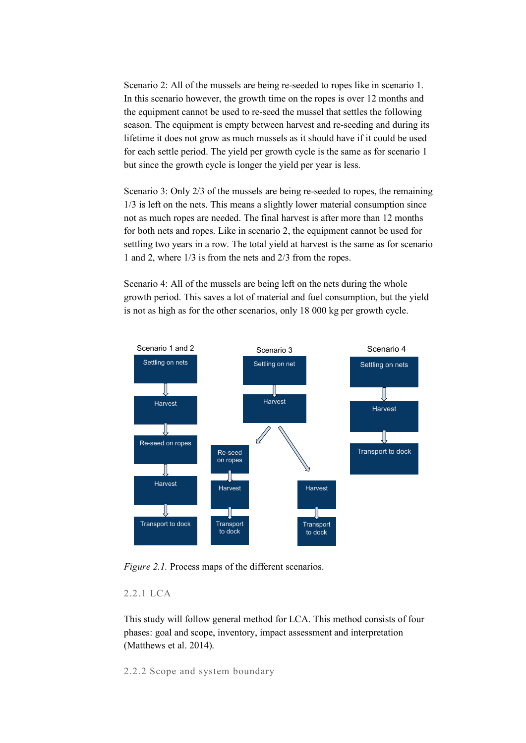Scenario 2: All of the mussels are being re-seeded to ropes like in scenario 1. In this scenario however, the growth time on the ropes is over 12 months and the equipment cannot be used to re-seed the mussel that settles the following season. The equipment is empty between harvest and re-seeding and during its lifetime it does not grow as much mussels as it should have if it could be used for each settle period. The yield per growth cycle is the same as for scenario 1 but since the growth cycle is longer the yield per year is less.

Scenario 3: Only 2/3 of the mussels are being re-seeded to ropes, the remaining 1/3 is left on the nets. This means a slightly lower material consumption since not as much ropes are needed. The final harvest is after more than 12 months for both nets and ropes. Like in scenario 2, the equipment cannot be used for settling two years in a row. The total yield at harvest is the same as for scenario 1 and 2, where 1/3 is from the nets and 2/3 from the ropes.

Scenario 4: All of the mussels are being left on the nets during the whole growth period. This saves a lot of material and fuel consumption, but the yield is not as high as for the other scenarios, only 18 000 kg per growth cycle.

Scenario 1 and 2: Settling on nets → Harvest → Re-seed on ropes → Harvest → Transport to dock

Scenario 3: Settling on net → Harvest → (Re-seed on ropes → Harvest → Transport to dock) / (Harvest → Transport to dock)

Scenario 4: Settling on nets → Harvest → Transport to dock

*Figure 2.1.* Process maps of the different scenarios.

### 2.2.1 LCA

This study will follow general method for LCA. This method consists of four phases: goal and scope, inventory, impact assessment and interpretation (Matthews et al. 2014).

### 2.2.2 Scope and system boundary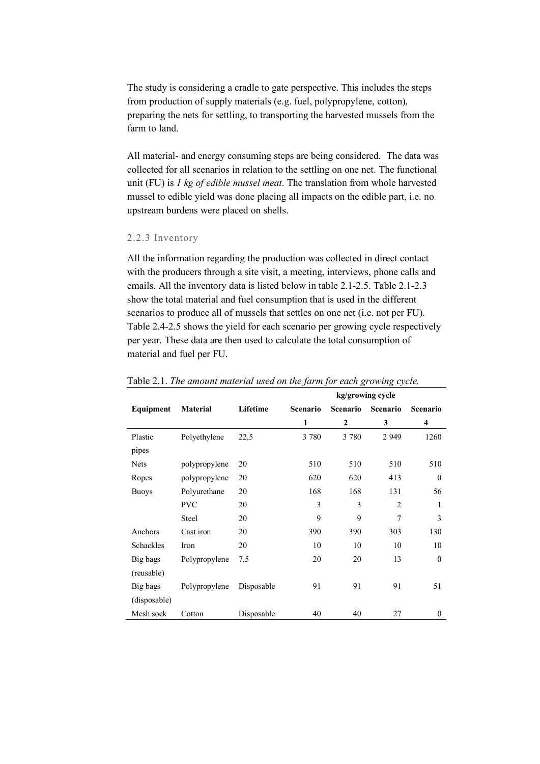The study is considering a cradle to gate perspective. This includes the steps from production of supply materials (e.g. fuel, polypropylene, cotton), preparing the nets for settling, to transporting the harvested mussels from the farm to land.

All material- and energy consuming steps are being considered. The data was collected for all scenarios in relation to the settling on one net. The functional unit (FU) is *1 kg of edible mussel meat*. The translation from whole harvested mussel to edible yield was done placing all impacts on the edible part, i.e. no upstream burdens were placed on shells.

### 2.2.3 Inventory

All the information regarding the production was collected in direct contact with the producers through a site visit, a meeting, interviews, phone calls and emails. All the inventory data is listed below in table 2.1-2.5. Table 2.1-2.3 show the total material and fuel consumption that is used in the different scenarios to produce all of mussels that settles on one net (i.e. not per FU). Table 2.4-2.5 shows the yield for each scenario per growing cycle respectively per year. These data are then used to calculate the total consumption of material and fuel per FU.

Table 2.1. *The amount material used on the farm for each growing cycle.*

| | | | kg/growing cycle | | | |
|---|---|---|---|---|---|---|
| **Equipment** | **Material** | **Lifetime** | **Scenario 1** | **Scenario 2** | **Scenario 3** | **Scenario 4** |
| Plastic pipes | Polyethylene | 22,5 | 3 780 | 3 780 | 2 949 | 1260 |
| Nets | polypropylene | 20 | 510 | 510 | 510 | 510 |
| Ropes | polypropylene | 20 | 620 | 620 | 413 | 0 |
| Buoys | Polyurethane | 20 | 168 | 168 | 131 | 56 |
| | PVC | 20 | 3 | 3 | 2 | 1 |
| | Steel | 20 | 9 | 9 | 7 | 3 |
| Anchors | Cast iron | 20 | 390 | 390 | 303 | 130 |
| Schackles | Iron | 20 | 10 | 10 | 10 | 10 |
| Big bags (reusable) | Polypropylene | 7,5 | 20 | 20 | 13 | 0 |
| Big bags (disposable) | Polypropylene | Disposable | 91 | 91 | 91 | 51 |
| Mesh sock | Cotton | Disposable | 40 | 40 | 27 | 0 |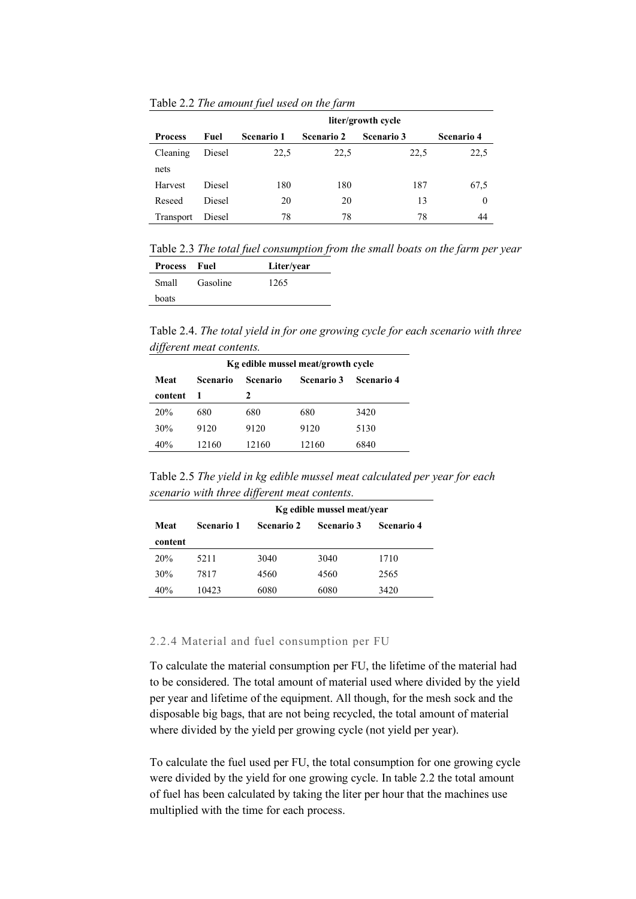Table 2.2 *The amount fuel used on the farm*

| | | liter/growth cycle | | | |
|---|---|---|---|---|---|
| **Process** | **Fuel** | **Scenario 1** | **Scenario 2** | **Scenario 3** | **Scenario 4** |
| Cleaning nets | Diesel | 22,5 | 22,5 | 22,5 | 22,5 |
| Harvest | Diesel | 180 | 180 | 187 | 67,5 |
| Reseed | Diesel | 20 | 20 | 13 | 0 |
| Transport | Diesel | 78 | 78 | 78 | 44 |

Table 2.3 *The total fuel consumption from the small boats on the farm per year*

| **Process** | **Fuel** | **Liter/year** |
|---|---|---|
| Small boats | Gasoline | 1265 |

Table 2.4. *The total yield in for one growing cycle for each scenario with three different meat contents.*

| | Kg edible mussel meat/growth cycle | | | |
|---|---|---|---|---|
| **Meat content** | **Scenario 1** | **Scenario 2** | **Scenario 3** | **Scenario 4** |
| 20% | 680 | 680 | 680 | 3420 |
| 30% | 9120 | 9120 | 9120 | 5130 |
| 40% | 12160 | 12160 | 12160 | 6840 |

Table 2.5 *The yield in kg edible mussel meat calculated per year for each scenario with three different meat contents.*

| | Kg edible mussel meat/year | | | |
|---|---|---|---|---|
| **Meat content** | **Scenario 1** | **Scenario 2** | **Scenario 3** | **Scenario 4** |
| 20% | 5211 | 3040 | 3040 | 1710 |
| 30% | 7817 | 4560 | 4560 | 2565 |
| 40% | 10423 | 6080 | 6080 | 3420 |

### 2.2.4 Material and fuel consumption per FU

To calculate the material consumption per FU, the lifetime of the material had to be considered. The total amount of material used where divided by the yield per year and lifetime of the equipment. All though, for the mesh sock and the disposable big bags, that are not being recycled, the total amount of material where divided by the yield per growing cycle (not yield per year).

To calculate the fuel used per FU, the total consumption for one growing cycle were divided by the yield for one growing cycle. In table 2.2 the total amount of fuel has been calculated by taking the liter per hour that the machines use multiplied with the time for each process.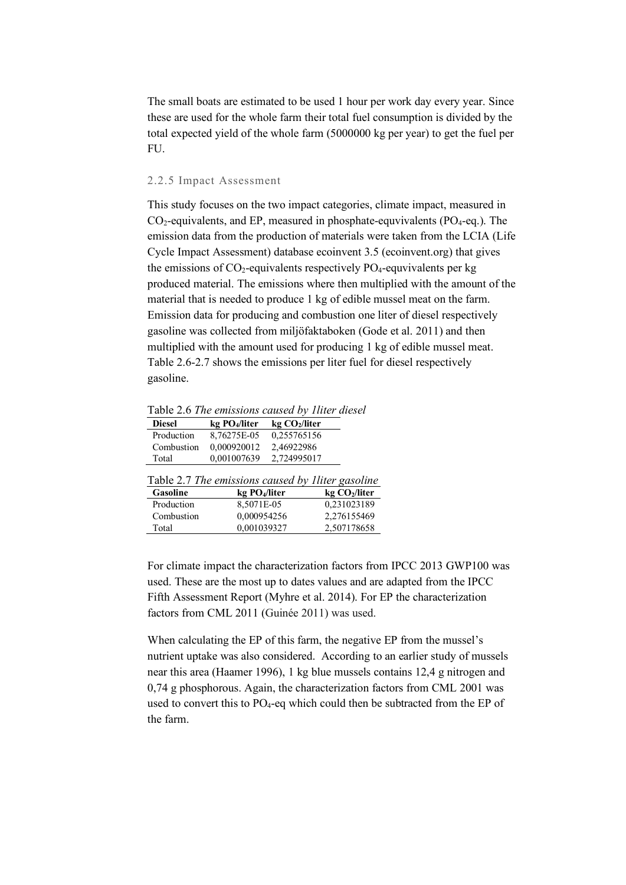The small boats are estimated to be used 1 hour per work day every year. Since these are used for the whole farm their total fuel consumption is divided by the total expected yield of the whole farm (5000000 kg per year) to get the fuel per FU.

### 2.2.5 Impact Assessment

This study focuses on the two impact categories, climate impact, measured in $CO_2$-equivalents, and EP, measured in phosphate-equvivalents ($PO_4$-eq.). The emission data from the production of materials were taken from the LCIA (Life Cycle Impact Assessment) database ecoinvent 3.5 (ecoinvent.org) that gives the emissions of $CO_2$-equivalents respectively $PO_4$-equvivalents per kg produced material. The emissions where then multiplied with the amount of the material that is needed to produce 1 kg of edible mussel meat on the farm. Emission data for producing and combustion one liter of diesel respectively gasoline was collected from miljöfaktaboken (Gode et al. 2011) and then multiplied with the amount used for producing 1 kg of edible mussel meat. Table 2.6-2.7 shows the emissions per liter fuel for diesel respectively gasoline.

Table 2.6 *The emissions caused by 1liter diesel*

| **Diesel** | **kg $PO_4$/liter** | **kg $CO_2$/liter** |
|---|---|---|
| Production | 8,76275E-05 | 0,255765156 |
| Combustion | 0,000920012 | 2,46922986 |
| Total | 0,001007639 | 2,724995017 |

Table 2.7 *The emissions caused by 1liter gasoline*

| **Gasoline** | **kg $PO_4$/liter** | **kg $CO_2$/liter** |
|---|---|---|
| Production | 8,5071E-05 | 0,231023189 |
| Combustion | 0,000954256 | 2,276155469 |
| Total | 0,001039327 | 2,507178658 |

For climate impact the characterization factors from IPCC 2013 GWP100 was used. These are the most up to dates values and are adapted from the IPCC Fifth Assessment Report (Myhre et al. 2014). For EP the characterization factors from CML 2011 (Guinée 2011) was used.

When calculating the EP of this farm, the negative EP from the mussel's nutrient uptake was also considered. According to an earlier study of mussels near this area (Haamer 1996), 1 kg blue mussels contains 12,4 g nitrogen and 0,74 g phosphorous. Again, the characterization factors from CML 2001 was used to convert this to $PO_4$-eq which could then be subtracted from the EP of the farm.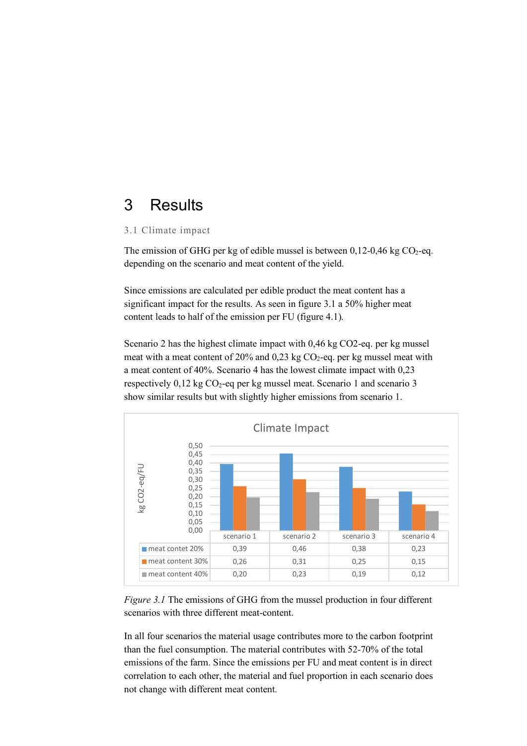# 3 Results

## 3.1 Climate impact

The emission of GHG per kg of edible mussel is between 0,12-0,46 kg $CO_2$-eq. depending on the scenario and meat content of the yield.

Since emissions are calculated per edible product the meat content has a significant impact for the results. As seen in figure 3.1 a 50% higher meat content leads to half of the emission per FU (figure 4.1).

Scenario 2 has the highest climate impact with 0,46 kg CO2-eq. per kg mussel meat with a meat content of 20% and 0,23 kg $CO_2$-eq. per kg mussel meat with a meat content of 40%. Scenario 4 has the lowest climate impact with 0,23 respectively 0,12 kg $CO_2$-eq per kg mussel meat. Scenario 1 and scenario 3 show similar results but with slightly higher emissions from scenario 1.

Climate Impact

| | scenario 1 | scenario 2 | scenario 3 | scenario 4 |
|---|---|---|---|---|
| meat contet 20% | 0,39 | 0,46 | 0,38 | 0,23 |
| meat content 30% | 0,26 | 0,31 | 0,25 | 0,15 |
| meat content 40% | 0,20 | 0,23 | 0,19 | 0,12 |

*Figure 3.1* The emissions of GHG from the mussel production in four different scenarios with three different meat-content.

In all four scenarios the material usage contributes more to the carbon footprint than the fuel consumption. The material contributes with 52-70% of the total emissions of the farm. Since the emissions per FU and meat content is in direct correlation to each other, the material and fuel proportion in each scenario does not change with different meat content.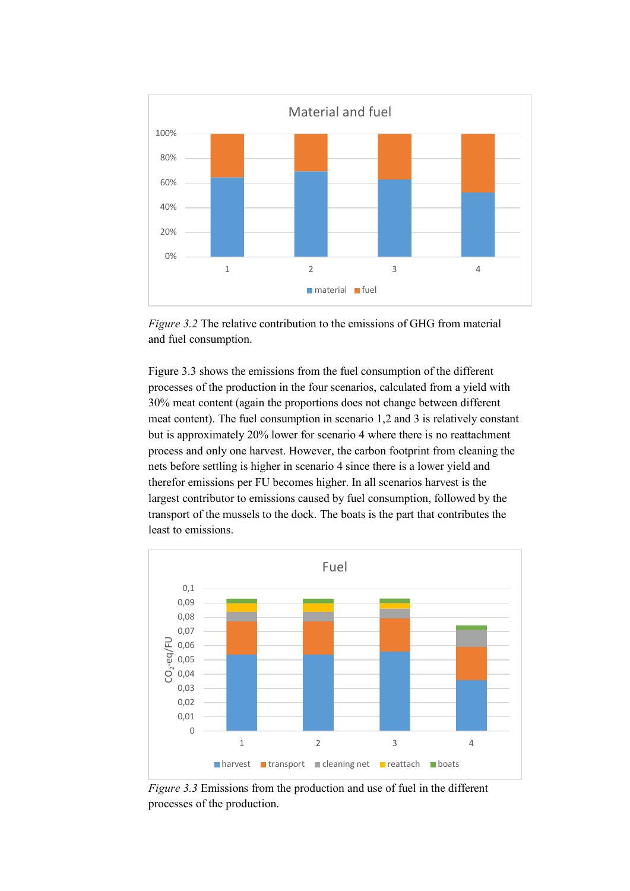*Figure 3.2* The relative contribution to the emissions of GHG from material and fuel consumption.

Figure 3.3 shows the emissions from the fuel consumption of the different processes of the production in the four scenarios, calculated from a yield with 30% meat content (again the proportions does not change between different meat content). The fuel consumption in scenario 1,2 and 3 is relatively constant but is approximately 20% lower for scenario 4 where there is no reattachment process and only one harvest. However, the carbon footprint from cleaning the nets before settling is higher in scenario 4 since there is a lower yield and therefor emissions per FU becomes higher. In all scenarios harvest is the largest contributor to emissions caused by fuel consumption, followed by the transport of the mussels to the dock. The boats is the part that contributes the least to emissions.

*Figure 3.3* Emissions from the production and use of fuel in the different processes of the production.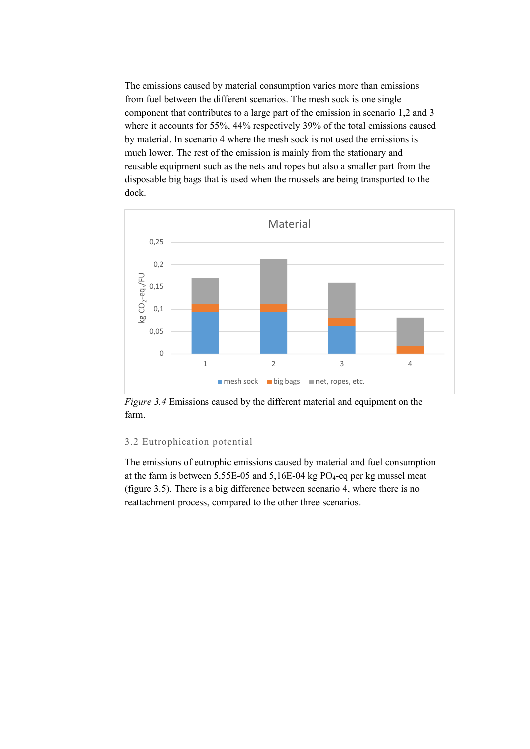The emissions caused by material consumption varies more than emissions from fuel between the different scenarios. The mesh sock is one single component that contributes to a large part of the emission in scenario 1,2 and 3 where it accounts for 55%, 44% respectively 39% of the total emissions caused by material. In scenario 4 where the mesh sock is not used the emissions is much lower. The rest of the emission is mainly from the stationary and reusable equipment such as the nets and ropes but also a smaller part from the disposable big bags that is used when the mussels are being transported to the dock.

*Figure 3.4* Emissions caused by the different material and equipment on the farm.

### 3.2 Eutrophication potential

The emissions of eutrophic emissions caused by material and fuel consumption at the farm is between 5,55E-05 and 5,16E-04 kg $PO_4$-eq per kg mussel meat (figure 3.5). There is a big difference between scenario 4, where there is no reattachment process, compared to the other three scenarios.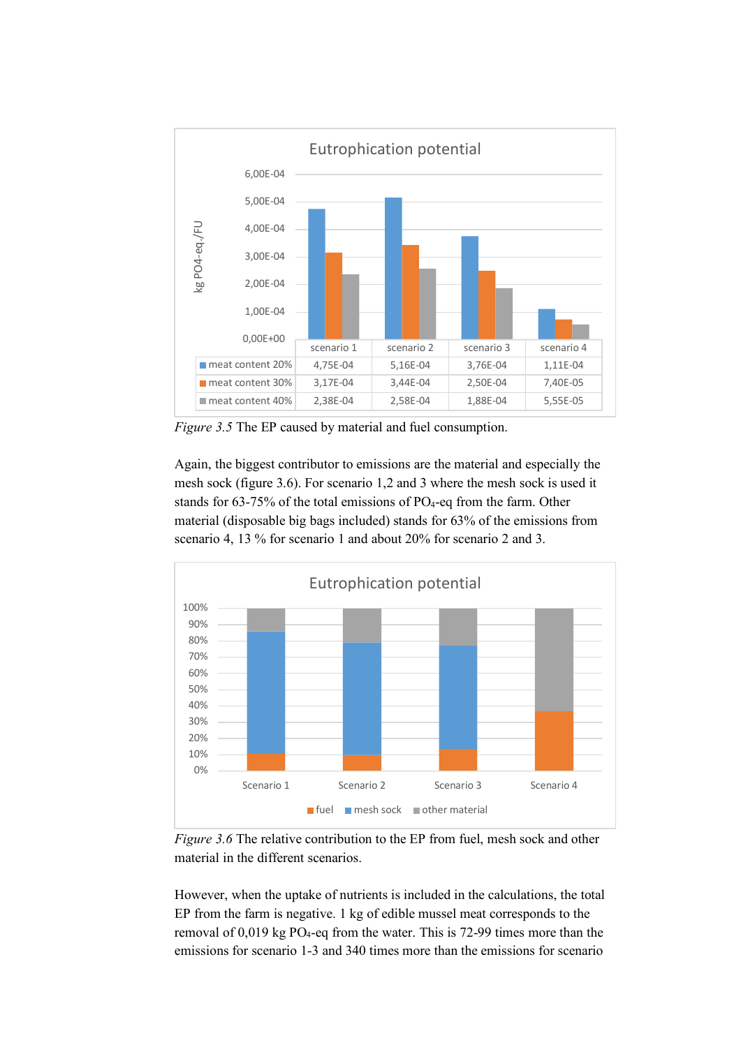Eutrophication potential

| | scenario 1 | scenario 2 | scenario 3 | scenario 4 |
|---|---|---|---|---|
| meat content 20% | 4,75E-04 | 5,16E-04 | 3,76E-04 | 1,11E-04 |
| meat content 30% | 3,17E-04 | 3,44E-04 | 2,50E-04 | 7,40E-05 |
| meat content 40% | 2,38E-04 | 2,58E-04 | 1,88E-04 | 5,55E-05 |

*Figure 3.5* The EP caused by material and fuel consumption.

Again, the biggest contributor to emissions are the material and especially the mesh sock (figure 3.6). For scenario 1,2 and 3 where the mesh sock is used it stands for 63-75% of the total emissions of $PO_4$-eq from the farm. Other material (disposable big bags included) stands for 63% of the emissions from scenario 4, 13 % for scenario 1 and about 20% for scenario 2 and 3.

*Figure 3.6* The relative contribution to the EP from fuel, mesh sock and other material in the different scenarios.

However, when the uptake of nutrients is included in the calculations, the total EP from the farm is negative. 1 kg of edible mussel meat corresponds to the removal of 0,019 kg $PO_4$-eq from the water. This is 72-99 times more than the emissions for scenario 1-3 and 340 times more than the emissions for scenario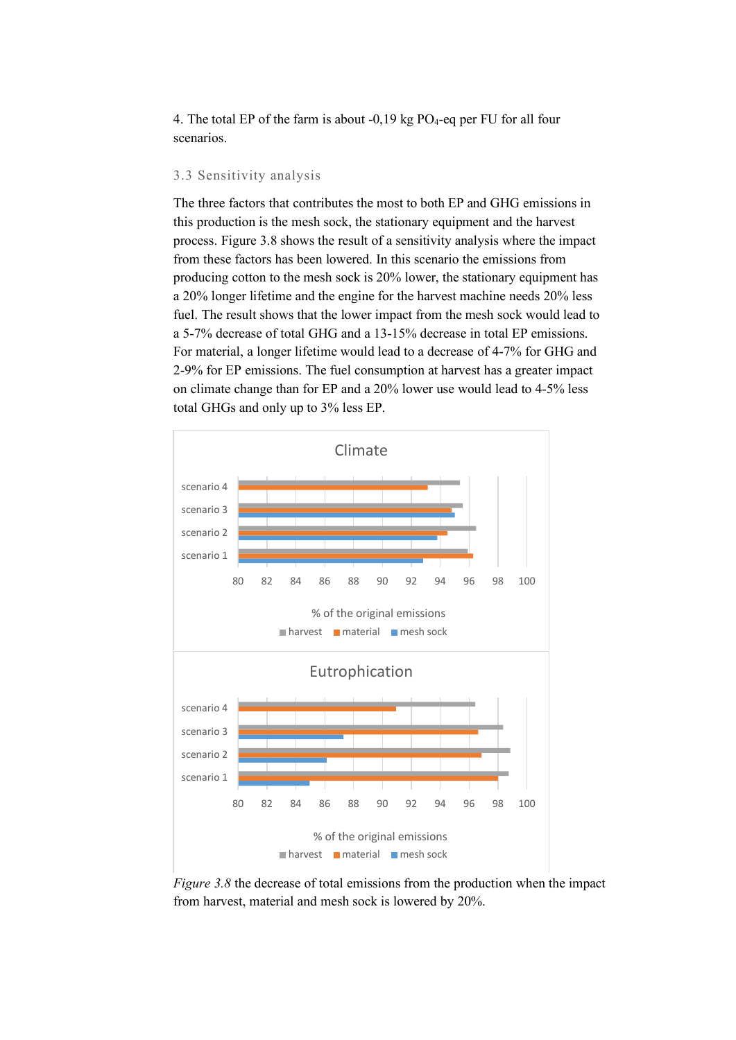4. The total EP of the farm is about -0,19 kg $PO_4$-eq per FU for all four scenarios.

### 3.3 Sensitivity analysis

The three factors that contributes the most to both EP and GHG emissions in this production is the mesh sock, the stationary equipment and the harvest process. Figure 3.8 shows the result of a sensitivity analysis where the impact from these factors has been lowered. In this scenario the emissions from producing cotton to the mesh sock is 20% lower, the stationary equipment has a 20% longer lifetime and the engine for the harvest machine needs 20% less fuel. The result shows that the lower impact from the mesh sock would lead to a 5-7% decrease of total GHG and a 13-15% decrease in total EP emissions. For material, a longer lifetime would lead to a decrease of 4-7% for GHG and 2-9% for EP emissions. The fuel consumption at harvest has a greater impact on climate change than for EP and a 20% lower use would lead to 4-5% less total GHGs and only up to 3% less EP.

*Figure 3.8* the decrease of total emissions from the production when the impact from harvest, material and mesh sock is lowered by 20%.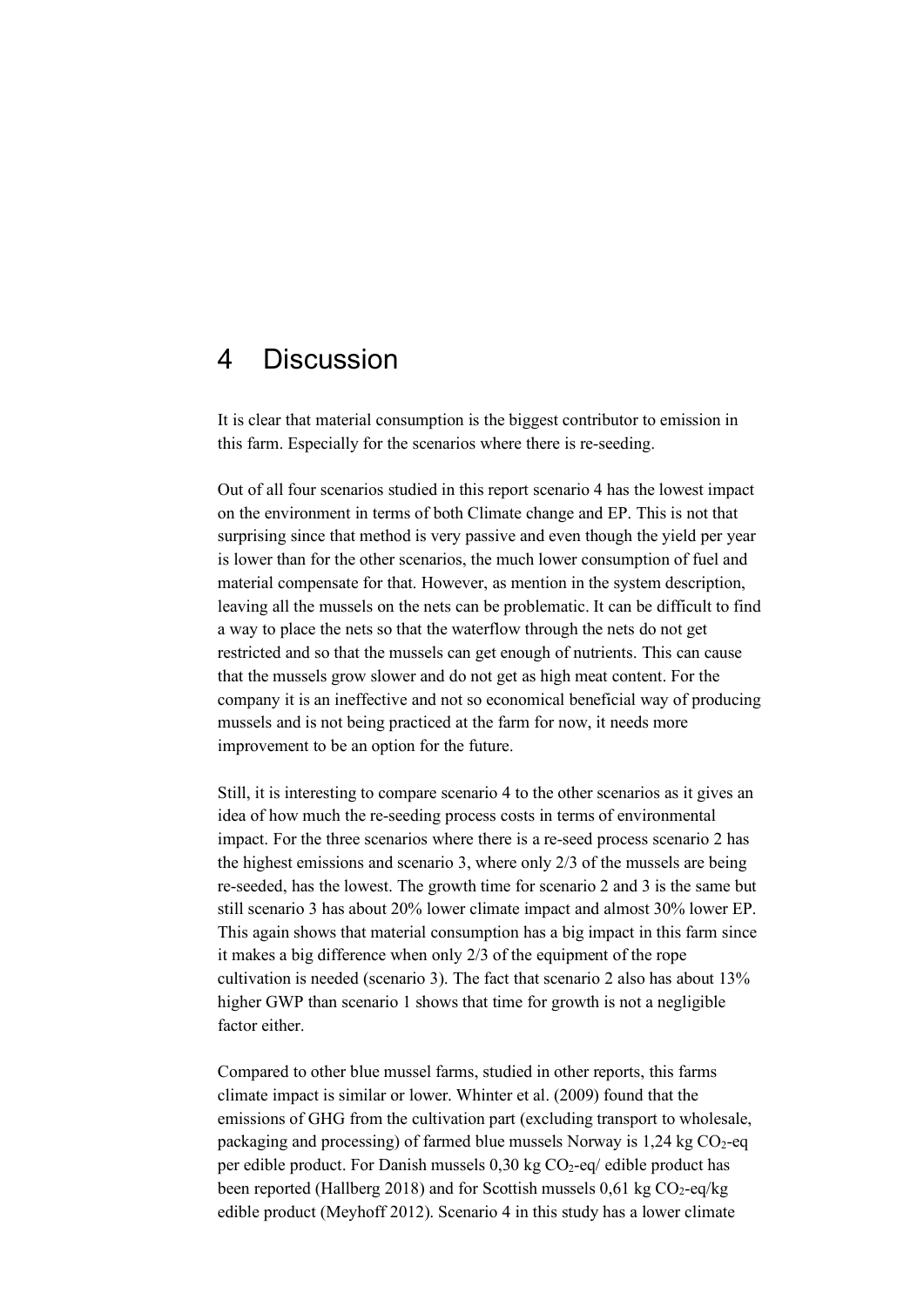# 4 Discussion

It is clear that material consumption is the biggest contributor to emission in this farm. Especially for the scenarios where there is re-seeding.

Out of all four scenarios studied in this report scenario 4 has the lowest impact on the environment in terms of both Climate change and EP. This is not that surprising since that method is very passive and even though the yield per year is lower than for the other scenarios, the much lower consumption of fuel and material compensate for that. However, as mention in the system description, leaving all the mussels on the nets can be problematic. It can be difficult to find a way to place the nets so that the waterflow through the nets do not get restricted and so that the mussels can get enough of nutrients. This can cause that the mussels grow slower and do not get as high meat content. For the company it is an ineffective and not so economical beneficial way of producing mussels and is not being practiced at the farm for now, it needs more improvement to be an option for the future.

Still, it is interesting to compare scenario 4 to the other scenarios as it gives an idea of how much the re-seeding process costs in terms of environmental impact. For the three scenarios where there is a re-seed process scenario 2 has the highest emissions and scenario 3, where only 2/3 of the mussels are being re-seeded, has the lowest. The growth time for scenario 2 and 3 is the same but still scenario 3 has about 20% lower climate impact and almost 30% lower EP. This again shows that material consumption has a big impact in this farm since it makes a big difference when only 2/3 of the equipment of the rope cultivation is needed (scenario 3). The fact that scenario 2 also has about 13% higher GWP than scenario 1 shows that time for growth is not a negligible factor either.

Compared to other blue mussel farms, studied in other reports, this farms climate impact is similar or lower. Whinter et al. (2009) found that the emissions of GHG from the cultivation part (excluding transport to wholesale, packaging and processing) of farmed blue mussels Norway is 1,24 kg $CO_2$-eq per edible product. For Danish mussels 0,30 kg $CO_2$-eq/ edible product has been reported (Hallberg 2018) and for Scottish mussels 0,61 kg $CO_2$-eq/kg edible product (Meyhoff 2012). Scenario 4 in this study has a lower climate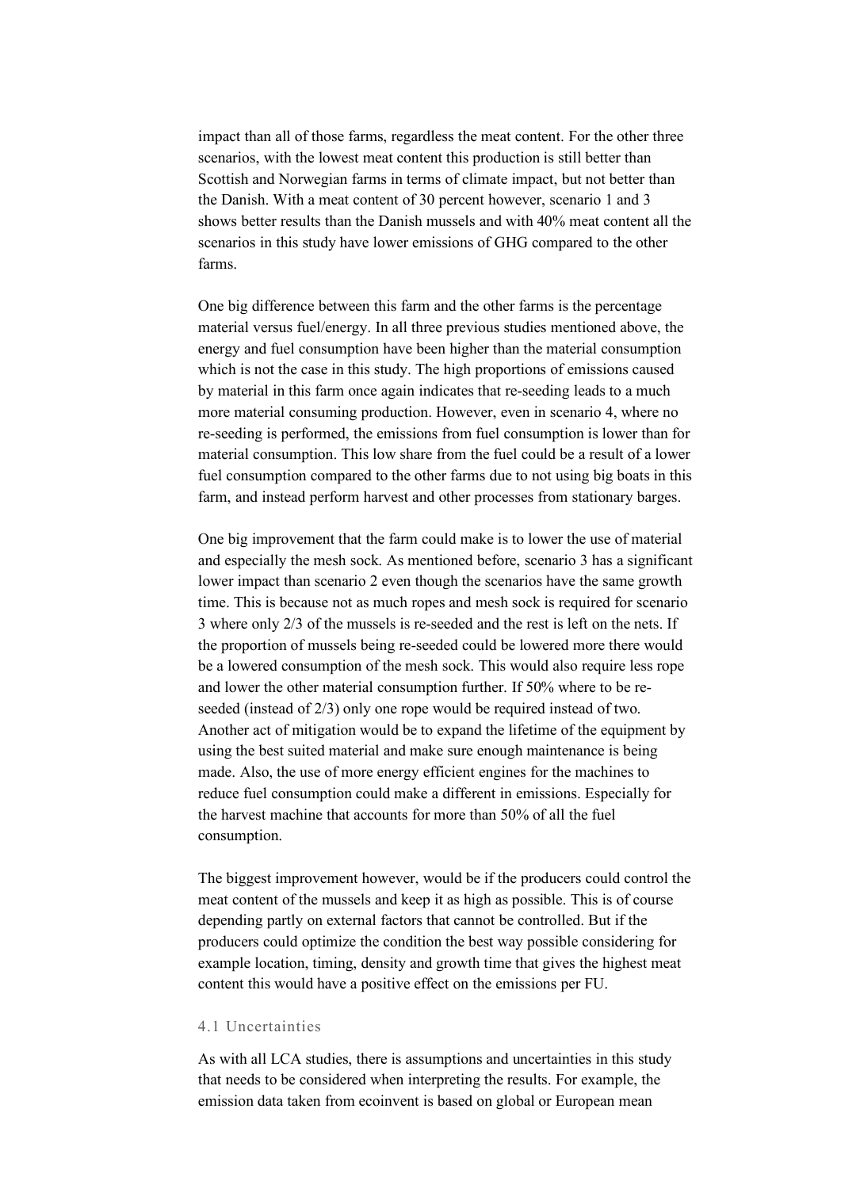impact than all of those farms, regardless the meat content. For the other three scenarios, with the lowest meat content this production is still better than Scottish and Norwegian farms in terms of climate impact, but not better than the Danish. With a meat content of 30 percent however, scenario 1 and 3 shows better results than the Danish mussels and with 40% meat content all the scenarios in this study have lower emissions of GHG compared to the other farms.

One big difference between this farm and the other farms is the percentage material versus fuel/energy. In all three previous studies mentioned above, the energy and fuel consumption have been higher than the material consumption which is not the case in this study. The high proportions of emissions caused by material in this farm once again indicates that re-seeding leads to a much more material consuming production. However, even in scenario 4, where no re-seeding is performed, the emissions from fuel consumption is lower than for material consumption. This low share from the fuel could be a result of a lower fuel consumption compared to the other farms due to not using big boats in this farm, and instead perform harvest and other processes from stationary barges.

One big improvement that the farm could make is to lower the use of material and especially the mesh sock. As mentioned before, scenario 3 has a significant lower impact than scenario 2 even though the scenarios have the same growth time. This is because not as much ropes and mesh sock is required for scenario 3 where only 2/3 of the mussels is re-seeded and the rest is left on the nets. If the proportion of mussels being re-seeded could be lowered more there would be a lowered consumption of the mesh sock. This would also require less rope and lower the other material consumption further. If 50% where to be re-seeded (instead of 2/3) only one rope would be required instead of two. Another act of mitigation would be to expand the lifetime of the equipment by using the best suited material and make sure enough maintenance is being made. Also, the use of more energy efficient engines for the machines to reduce fuel consumption could make a different in emissions. Especially for the harvest machine that accounts for more than 50% of all the fuel consumption.

The biggest improvement however, would be if the producers could control the meat content of the mussels and keep it as high as possible. This is of course depending partly on external factors that cannot be controlled. But if the producers could optimize the condition the best way possible considering for example location, timing, density and growth time that gives the highest meat content this would have a positive effect on the emissions per FU.

### 4.1 Uncertainties

As with all LCA studies, there is assumptions and uncertainties in this study that needs to be considered when interpreting the results. For example, the emission data taken from ecoinvent is based on global or European mean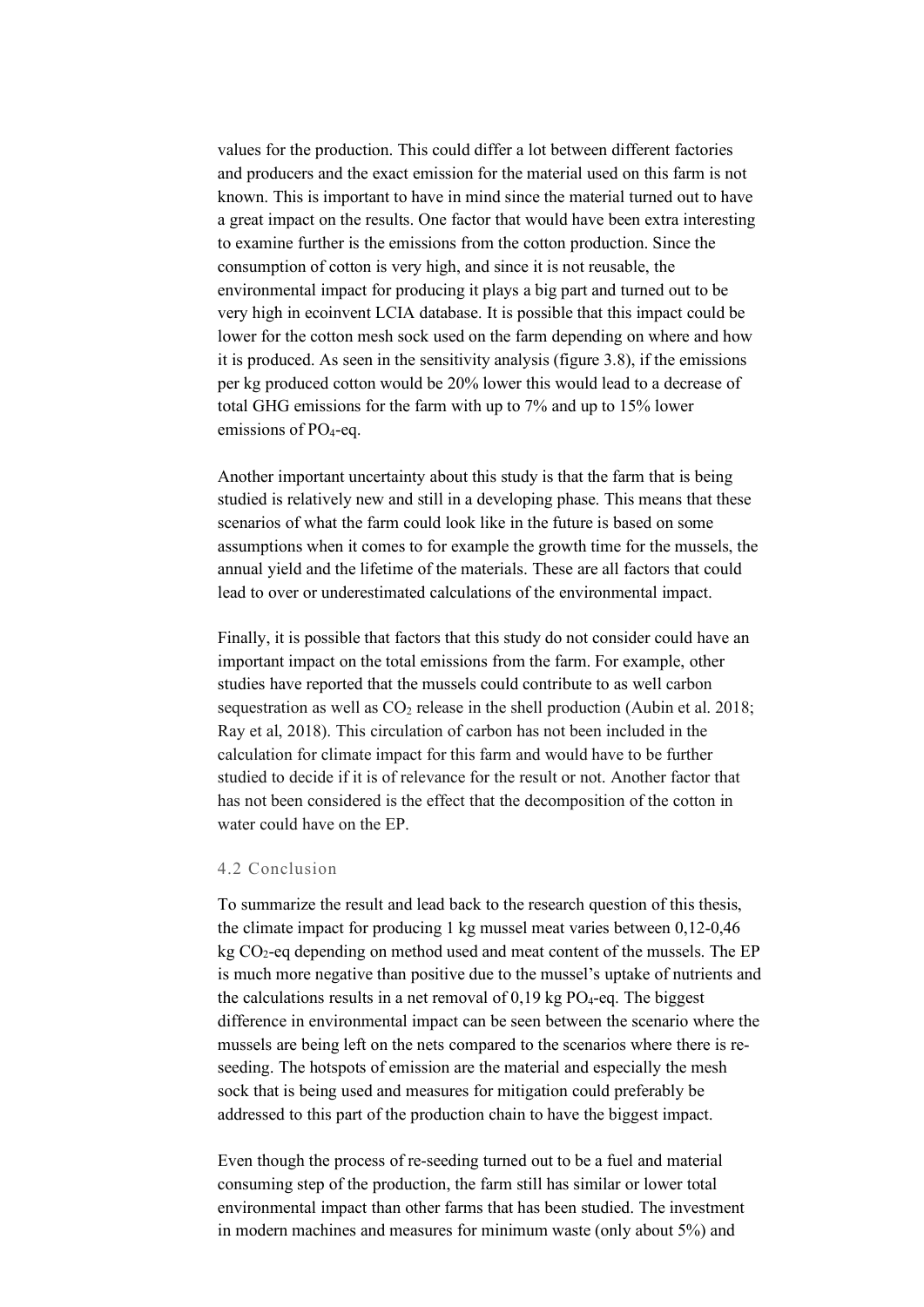values for the production. This could differ a lot between different factories and producers and the exact emission for the material used on this farm is not known. This is important to have in mind since the material turned out to have a great impact on the results. One factor that would have been extra interesting to examine further is the emissions from the cotton production. Since the consumption of cotton is very high, and since it is not reusable, the environmental impact for producing it plays a big part and turned out to be very high in ecoinvent LCIA database. It is possible that this impact could be lower for the cotton mesh sock used on the farm depending on where and how it is produced. As seen in the sensitivity analysis (figure 3.8), if the emissions per kg produced cotton would be 20% lower this would lead to a decrease of total GHG emissions for the farm with up to 7% and up to 15% lower emissions of $PO_4$-eq.

Another important uncertainty about this study is that the farm that is being studied is relatively new and still in a developing phase. This means that these scenarios of what the farm could look like in the future is based on some assumptions when it comes to for example the growth time for the mussels, the annual yield and the lifetime of the materials. These are all factors that could lead to over or underestimated calculations of the environmental impact.

Finally, it is possible that factors that this study do not consider could have an important impact on the total emissions from the farm. For example, other studies have reported that the mussels could contribute to as well carbon sequestration as well as $CO_2$ release in the shell production (Aubin et al. 2018; Ray et al, 2018). This circulation of carbon has not been included in the calculation for climate impact for this farm and would have to be further studied to decide if it is of relevance for the result or not. Another factor that has not been considered is the effect that the decomposition of the cotton in water could have on the EP.

### 4.2 Conclusion

To summarize the result and lead back to the research question of this thesis, the climate impact for producing 1 kg mussel meat varies between 0,12-0,46 kg $CO_2$-eq depending on method used and meat content of the mussels. The EP is much more negative than positive due to the mussel's uptake of nutrients and the calculations results in a net removal of 0,19 kg $PO_4$-eq. The biggest difference in environmental impact can be seen between the scenario where the mussels are being left on the nets compared to the scenarios where there is re-seeding. The hotspots of emission are the material and especially the mesh sock that is being used and measures for mitigation could preferably be addressed to this part of the production chain to have the biggest impact.

Even though the process of re-seeding turned out to be a fuel and material consuming step of the production, the farm still has similar or lower total environmental impact than other farms that has been studied. The investment in modern machines and measures for minimum waste (only about 5%) and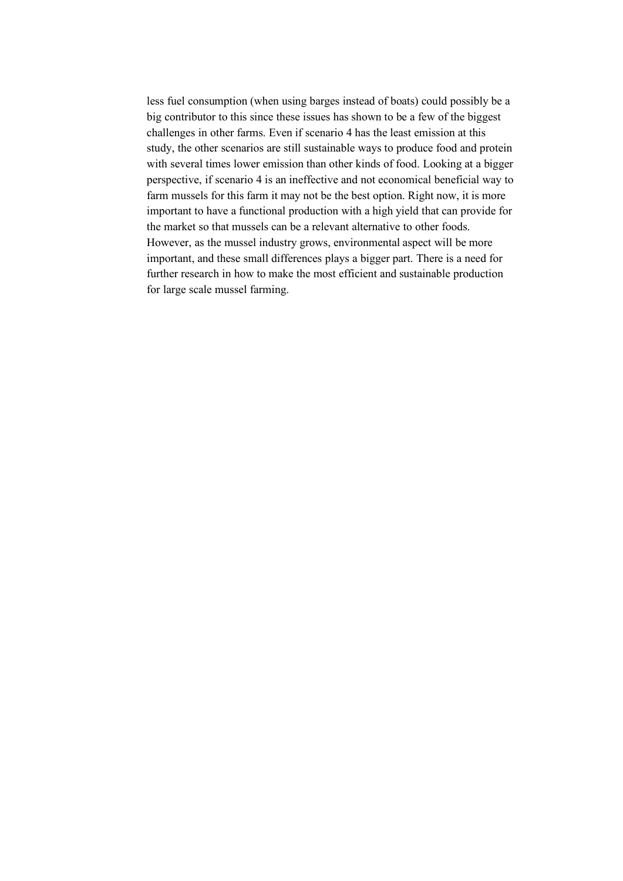less fuel consumption (when using barges instead of boats) could possibly be a big contributor to this since these issues has shown to be a few of the biggest challenges in other farms. Even if scenario 4 has the least emission at this study, the other scenarios are still sustainable ways to produce food and protein with several times lower emission than other kinds of food. Looking at a bigger perspective, if scenario 4 is an ineffective and not economical beneficial way to farm mussels for this farm it may not be the best option. Right now, it is more important to have a functional production with a high yield that can provide for the market so that mussels can be a relevant alternative to other foods. However, as the mussel industry grows, environmental aspect will be more important, and these small differences plays a bigger part. There is a need for further research in how to make the most efficient and sustainable production for large scale mussel farming.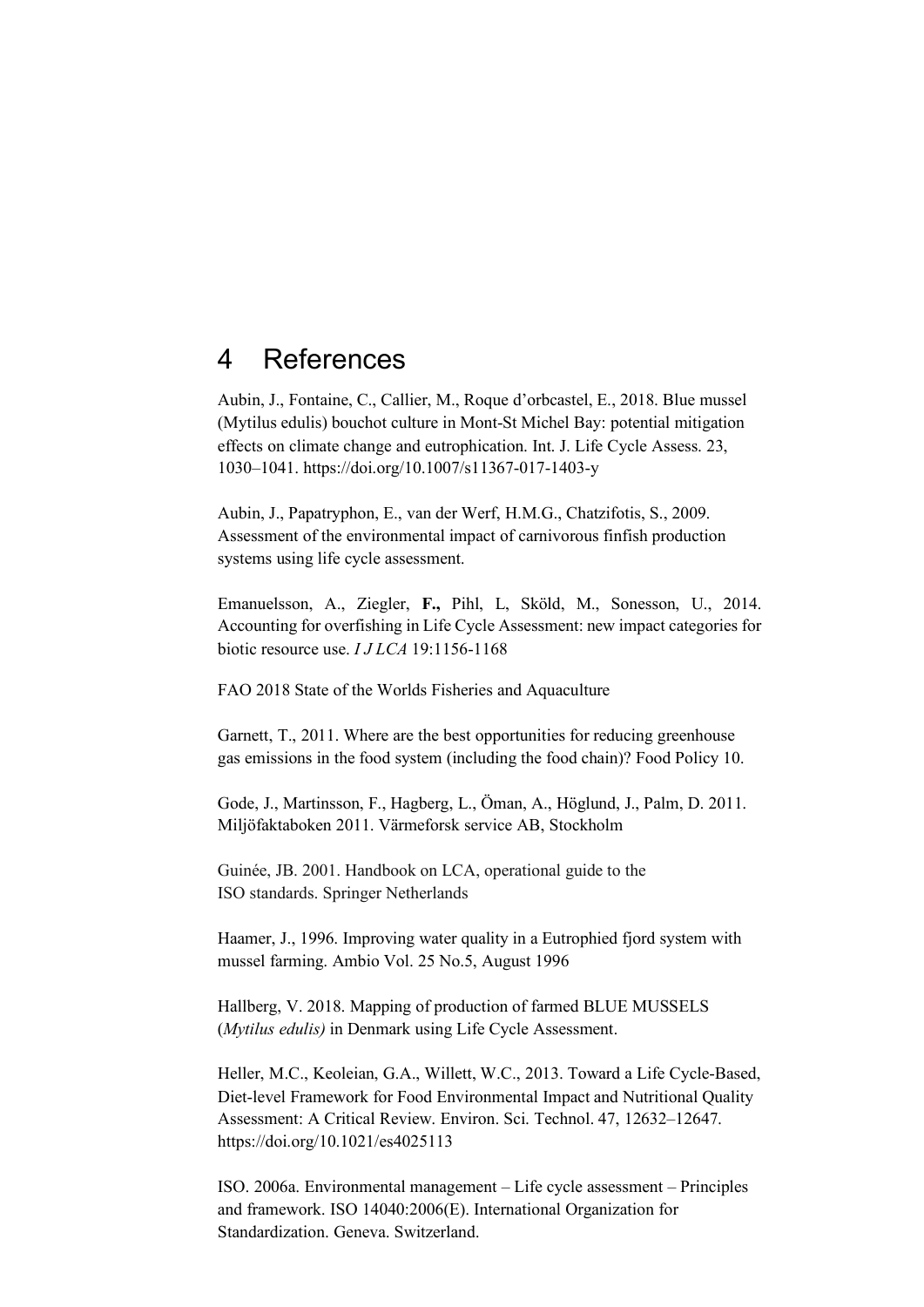# 4 References

Aubin, J., Fontaine, C., Callier, M., Roque d'orbcastel, E., 2018. Blue mussel (Mytilus edulis) bouchot culture in Mont-St Michel Bay: potential mitigation effects on climate change and eutrophication. Int. J. Life Cycle Assess. 23, 1030–1041. https://doi.org/10.1007/s11367-017-1403-y

Aubin, J., Papatryphon, E., van der Werf, H.M.G., Chatzifotis, S., 2009. Assessment of the environmental impact of carnivorous finfish production systems using life cycle assessment.

Emanuelsson, A., Ziegler, **F.,** Pihl, L, Sköld, M., Sonesson, U., 2014. Accounting for overfishing in Life Cycle Assessment: new impact categories for biotic resource use. *I J LCA* 19:1156-1168

FAO 2018 State of the Worlds Fisheries and Aquaculture

Garnett, T., 2011. Where are the best opportunities for reducing greenhouse gas emissions in the food system (including the food chain)? Food Policy 10.

Gode, J., Martinsson, F., Hagberg, L., Öman, A., Höglund, J., Palm, D. 2011. Miljöfaktaboken 2011. Värmeforsk service AB, Stockholm

Guinée, JB. 2001. Handbook on LCA, operational guide to the ISO standards. Springer Netherlands

Haamer, J., 1996. Improving water quality in a Eutrophied fjord system with mussel farming. Ambio Vol. 25 No.5, August 1996

Hallberg, V. 2018. Mapping of production of farmed BLUE MUSSELS (*Mytilus edulis)* in Denmark using Life Cycle Assessment.

Heller, M.C., Keoleian, G.A., Willett, W.C., 2013. Toward a Life Cycle-Based, Diet-level Framework for Food Environmental Impact and Nutritional Quality Assessment: A Critical Review. Environ. Sci. Technol. 47, 12632–12647. https://doi.org/10.1021/es4025113

ISO. 2006a. Environmental management – Life cycle assessment – Principles and framework. ISO 14040:2006(E). International Organization for Standardization. Geneva. Switzerland.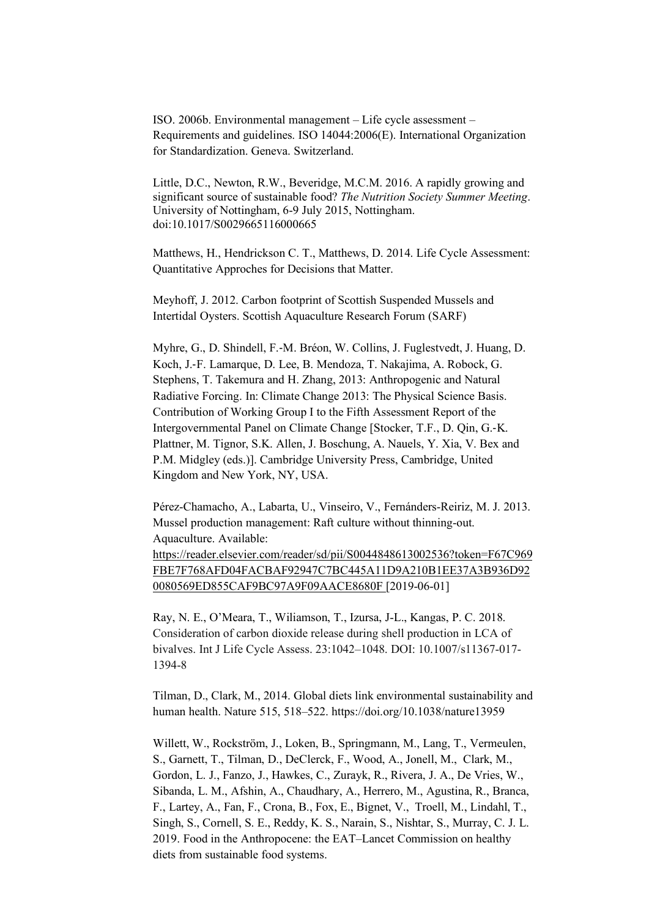ISO. 2006b. Environmental management – Life cycle assessment – Requirements and guidelines. ISO 14044:2006(E). International Organization for Standardization. Geneva. Switzerland.

Little, D.C., Newton, R.W., Beveridge, M.C.M. 2016. A rapidly growing and significant source of sustainable food? *The Nutrition Society Summer Meeting*. University of Nottingham, 6-9 July 2015, Nottingham. doi:10.1017/S0029665116000665

Matthews, H., Hendrickson C. T., Matthews, D. 2014. Life Cycle Assessment: Quantitative Approches for Decisions that Matter.

Meyhoff, J. 2012. Carbon footprint of Scottish Suspended Mussels and Intertidal Oysters. Scottish Aquaculture Research Forum (SARF)

Myhre, G., D. Shindell, F.-M. Bréon, W. Collins, J. Fuglestvedt, J. Huang, D. Koch, J.-F. Lamarque, D. Lee, B. Mendoza, T. Nakajima, A. Robock, G. Stephens, T. Takemura and H. Zhang, 2013: Anthropogenic and Natural Radiative Forcing. In: Climate Change 2013: The Physical Science Basis. Contribution of Working Group I to the Fifth Assessment Report of the Intergovernmental Panel on Climate Change [Stocker, T.F., D. Qin, G.-K. Plattner, M. Tignor, S.K. Allen, J. Boschung, A. Nauels, Y. Xia, V. Bex and P.M. Midgley (eds.)]. Cambridge University Press, Cambridge, United Kingdom and New York, NY, USA.

Pérez-Chamacho, A., Labarta, U., Vinseiro, V., Fernánders-Reiriz, M. J. 2013. Mussel production management: Raft culture without thinning-out. Aquaculture. Available: https://reader.elsevier.com/reader/sd/pii/S0044848613002536?token=F67C969FBE7F768AFD04FACBAF92947C7BC445A11D9A210B1EE37A3B936D920080569ED855CAF9BC97A9F09AACE8680F [2019-06-01]

Ray, N. E., O'Meara, T., Wiliamson, T., Izursa, J-L., Kangas, P. C. 2018. Consideration of carbon dioxide release during shell production in LCA of bivalves. Int J Life Cycle Assess. 23:1042–1048. DOI: 10.1007/s11367-017-1394-8

Tilman, D., Clark, M., 2014. Global diets link environmental sustainability and human health. Nature 515, 518–522. https://doi.org/10.1038/nature13959

Willett, W., Rockström, J., Loken, B., Springmann, M., Lang, T., Vermeulen, S., Garnett, T., Tilman, D., DeClerck, F., Wood, A., Jonell, M., Clark, M., Gordon, L. J., Fanzo, J., Hawkes, C., Zurayk, R., Rivera, J. A., De Vries, W., Sibanda, L. M., Afshin, A., Chaudhary, A., Herrero, M., Agustina, R., Branca, F., Lartey, A., Fan, F., Crona, B., Fox, E., Bignet, V., Troell, M., Lindahl, T., Singh, S., Cornell, S. E., Reddy, K. S., Narain, S., Nishtar, S., Murray, C. J. L. 2019. Food in the Anthropocene: the EAT–Lancet Commission on healthy diets from sustainable food systems.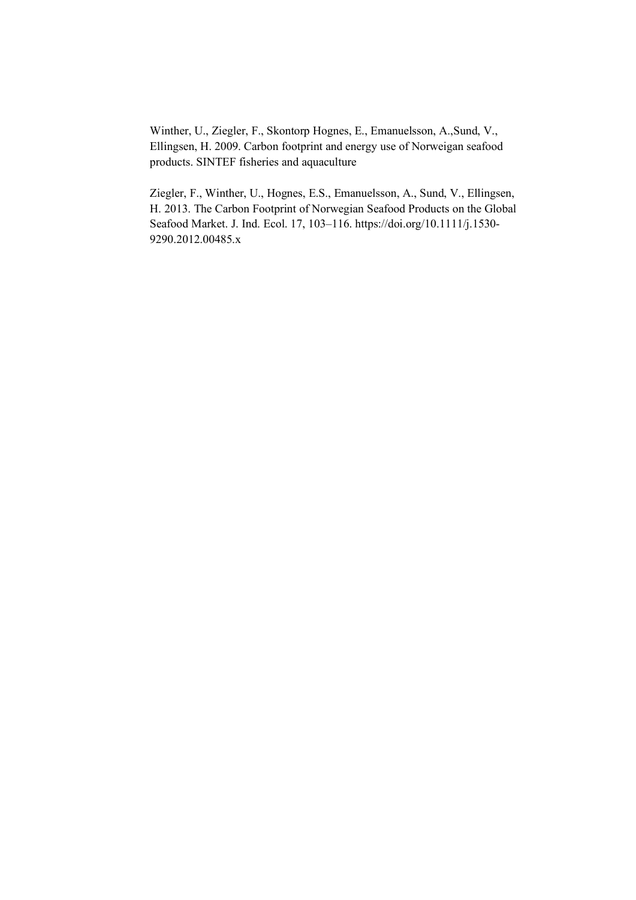Winther, U., Ziegler, F., Skontorp Hognes, E., Emanuelsson, A.,Sund, V., Ellingsen, H. 2009. Carbon footprint and energy use of Norweigan seafood products. SINTEF fisheries and aquaculture

Ziegler, F., Winther, U., Hognes, E.S., Emanuelsson, A., Sund, V., Ellingsen, H. 2013. The Carbon Footprint of Norwegian Seafood Products on the Global Seafood Market. J. Ind. Ecol. 17, 103–116. https://doi.org/10.1111/j.1530-9290.2012.00485.x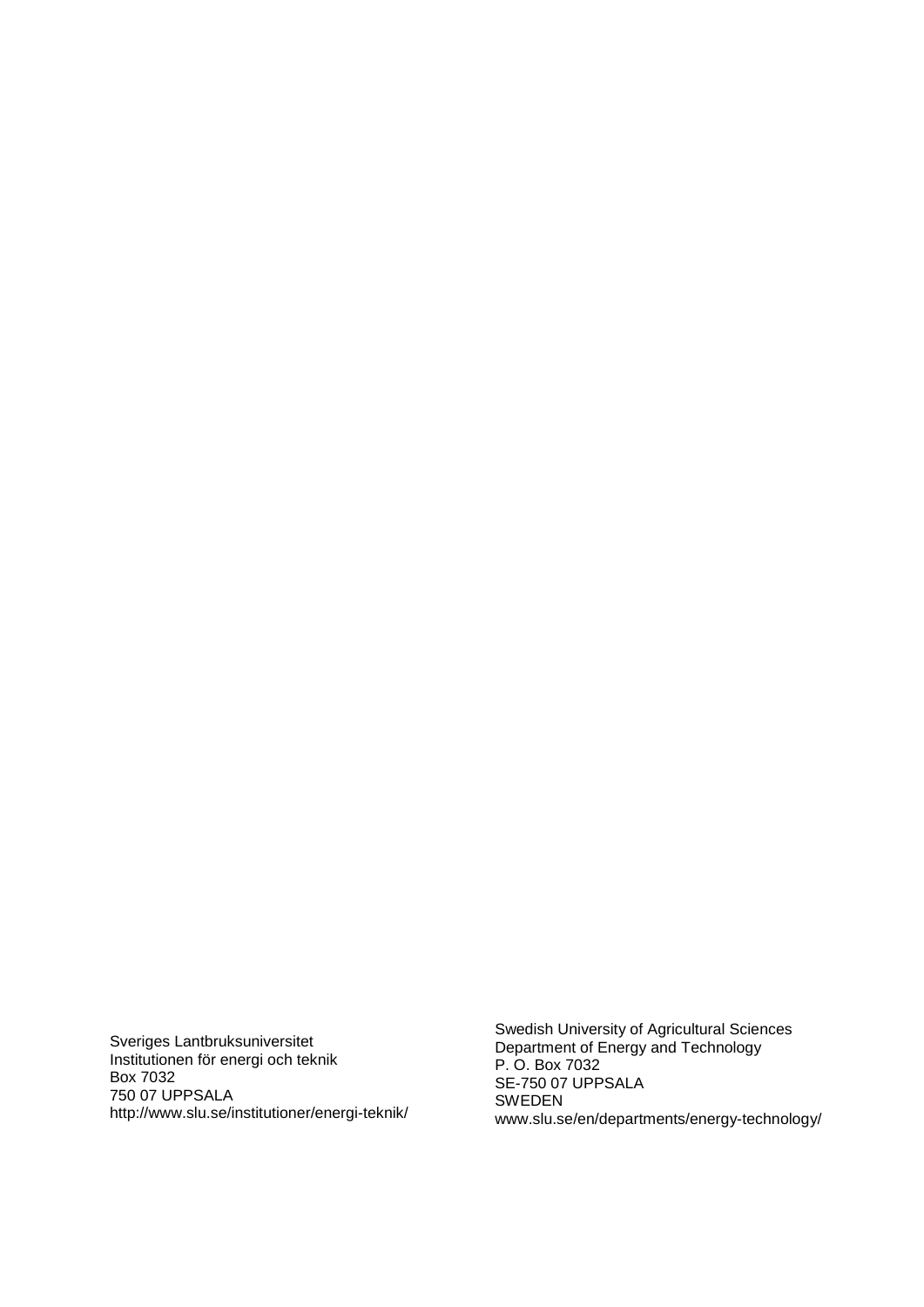Sveriges Lantbruksuniversitet
Institutionen för energi och teknik
Box 7032
750 07 UPPSALA
http://www.slu.se/institutioner/energi-teknik/

Swedish University of Agricultural Sciences
Department of Energy and Technology
P. O. Box 7032
SE-750 07 UPPSALA
SWEDEN
www.slu.se/en/departments/energy-technology/